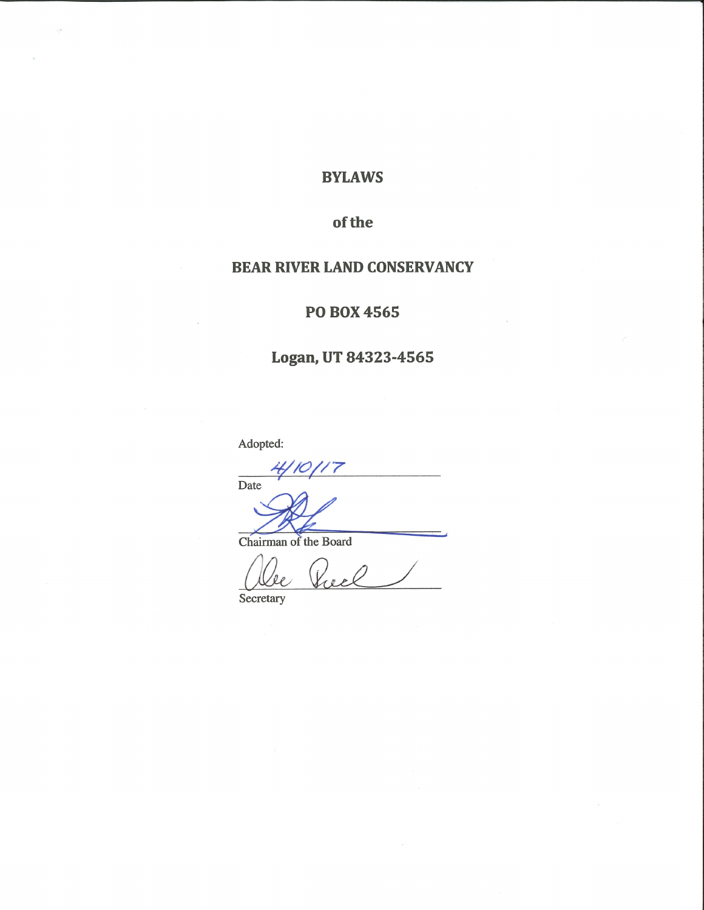# BYLAWS

## of the

## BEAR RIVER LAND CONSERVANCY

## PO BOX 4565

## Logan, UT 84323-4565

Adopted:

4/10/17
Date

Chairman of the Board

Secretary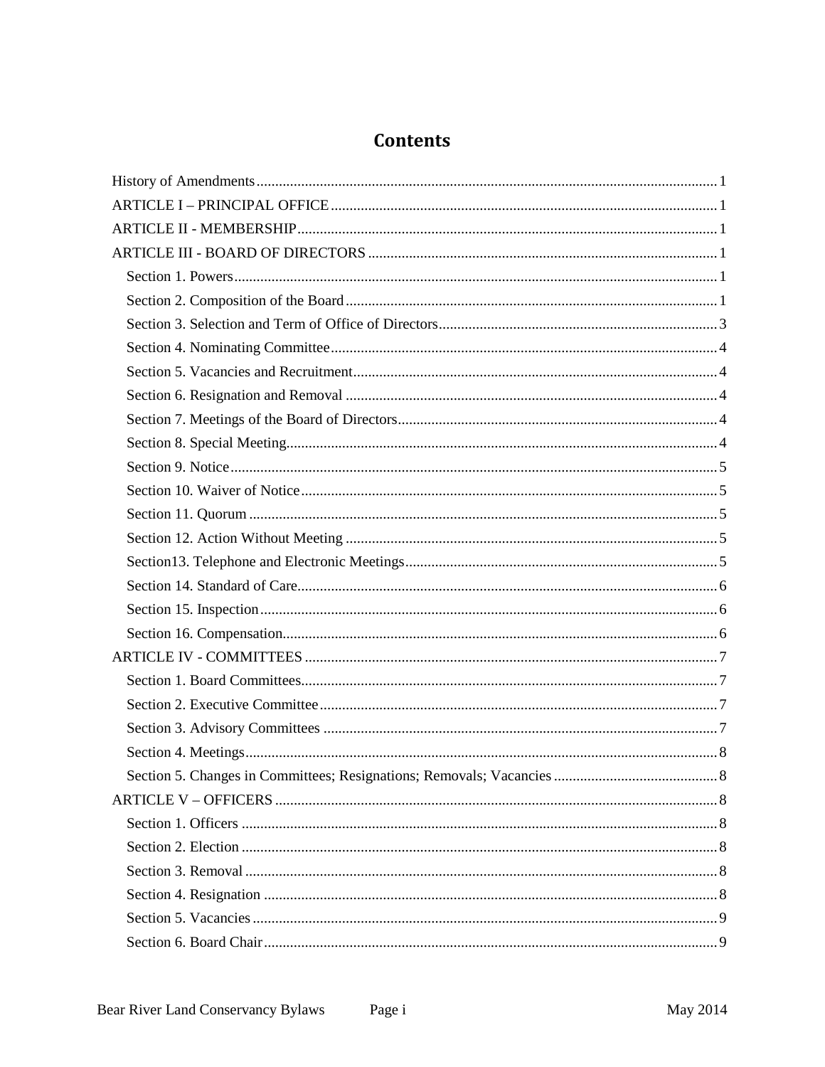# Contents

History of Amendments ........................................ 1

ARTICLE I – PRINCIPAL OFFICE ........................................ 1

ARTICLE II - MEMBERSHIP ........................................ 1

ARTICLE III - BOARD OF DIRECTORS ........................................ 1

- Section 1. Powers ........................................ 1
- Section 2. Composition of the Board ........................................ 1
- Section 3. Selection and Term of Office of Directors ........................................ 3
- Section 4. Nominating Committee ........................................ 4
- Section 5. Vacancies and Recruitment ........................................ 4
- Section 6. Resignation and Removal ........................................ 4
- Section 7. Meetings of the Board of Directors ........................................ 4
- Section 8. Special Meeting ........................................ 4
- Section 9. Notice ........................................ 5
- Section 10. Waiver of Notice ........................................ 5
- Section 11. Quorum ........................................ 5
- Section 12. Action Without Meeting ........................................ 5
- Section13. Telephone and Electronic Meetings ........................................ 5
- Section 14. Standard of Care ........................................ 6
- Section 15. Inspection ........................................ 6
- Section 16. Compensation ........................................ 6

ARTICLE IV - COMMITTEES ........................................ 7

- Section 1. Board Committees ........................................ 7
- Section 2. Executive Committee ........................................ 7
- Section 3. Advisory Committees ........................................ 7
- Section 4. Meetings ........................................ 8
- Section 5. Changes in Committees; Resignations; Removals; Vacancies ........................................ 8

ARTICLE V – OFFICERS ........................................ 8

- Section 1. Officers ........................................ 8
- Section 2. Election ........................................ 8
- Section 3. Removal ........................................ 8
- Section 4. Resignation ........................................ 8
- Section 5. Vacancies ........................................ 9
- Section 6. Board Chair ........................................ 9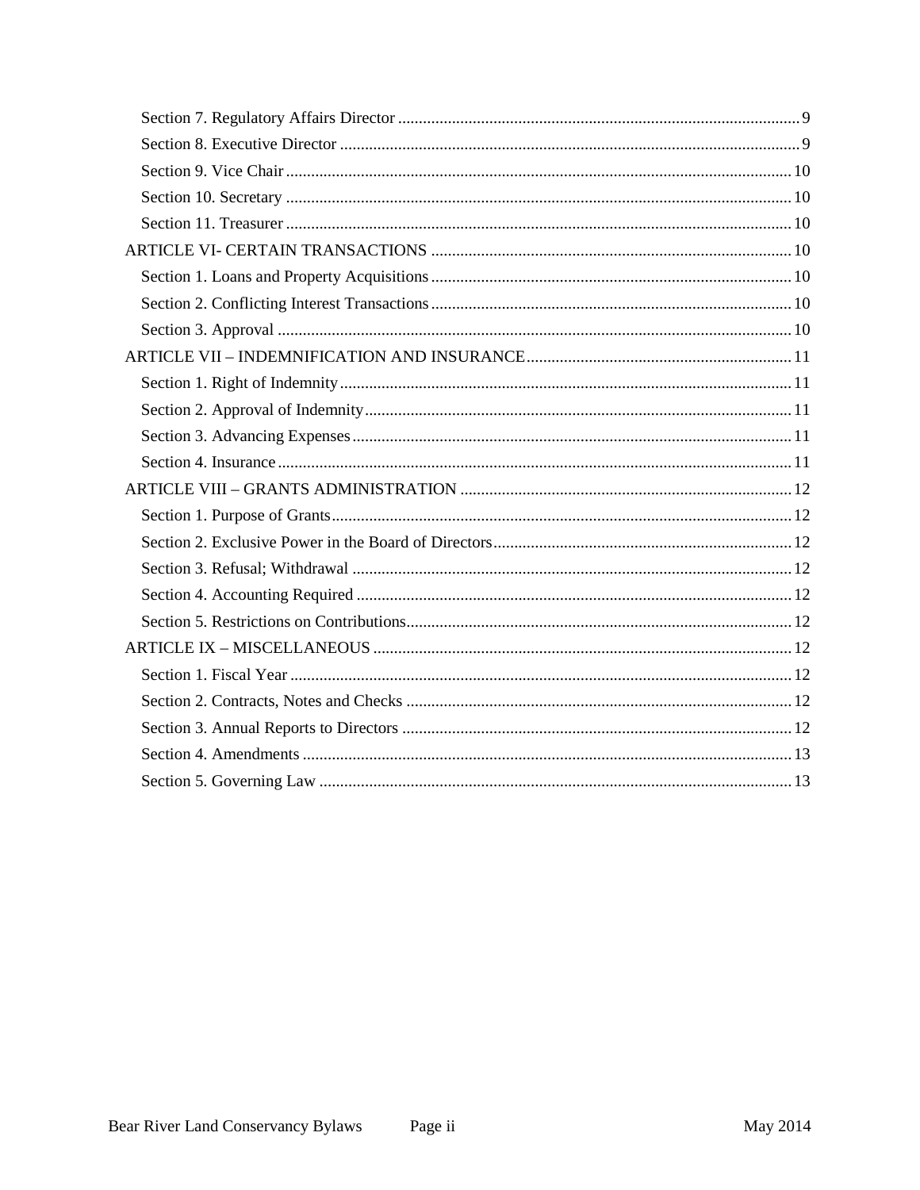Section 7. Regulatory Affairs Director ........ 9
Section 8. Executive Director ........ 9
Section 9. Vice Chair ........ 10
Section 10. Secretary ........ 10
Section 11. Treasurer ........ 10

ARTICLE VI- CERTAIN TRANSACTIONS ........ 10
Section 1. Loans and Property Acquisitions ........ 10
Section 2. Conflicting Interest Transactions ........ 10
Section 3. Approval ........ 10

ARTICLE VII – INDEMNIFICATION AND INSURANCE ........ 11
Section 1. Right of Indemnity ........ 11
Section 2. Approval of Indemnity ........ 11
Section 3. Advancing Expenses ........ 11
Section 4. Insurance ........ 11

ARTICLE VIII – GRANTS ADMINISTRATION ........ 12
Section 1. Purpose of Grants ........ 12
Section 2. Exclusive Power in the Board of Directors ........ 12
Section 3. Refusal; Withdrawal ........ 12
Section 4. Accounting Required ........ 12
Section 5. Restrictions on Contributions ........ 12

ARTICLE IX – MISCELLANEOUS ........ 12
Section 1. Fiscal Year ........ 12
Section 2. Contracts, Notes and Checks ........ 12
Section 3. Annual Reports to Directors ........ 12
Section 4. Amendments ........ 13
Section 5. Governing Law ........ 13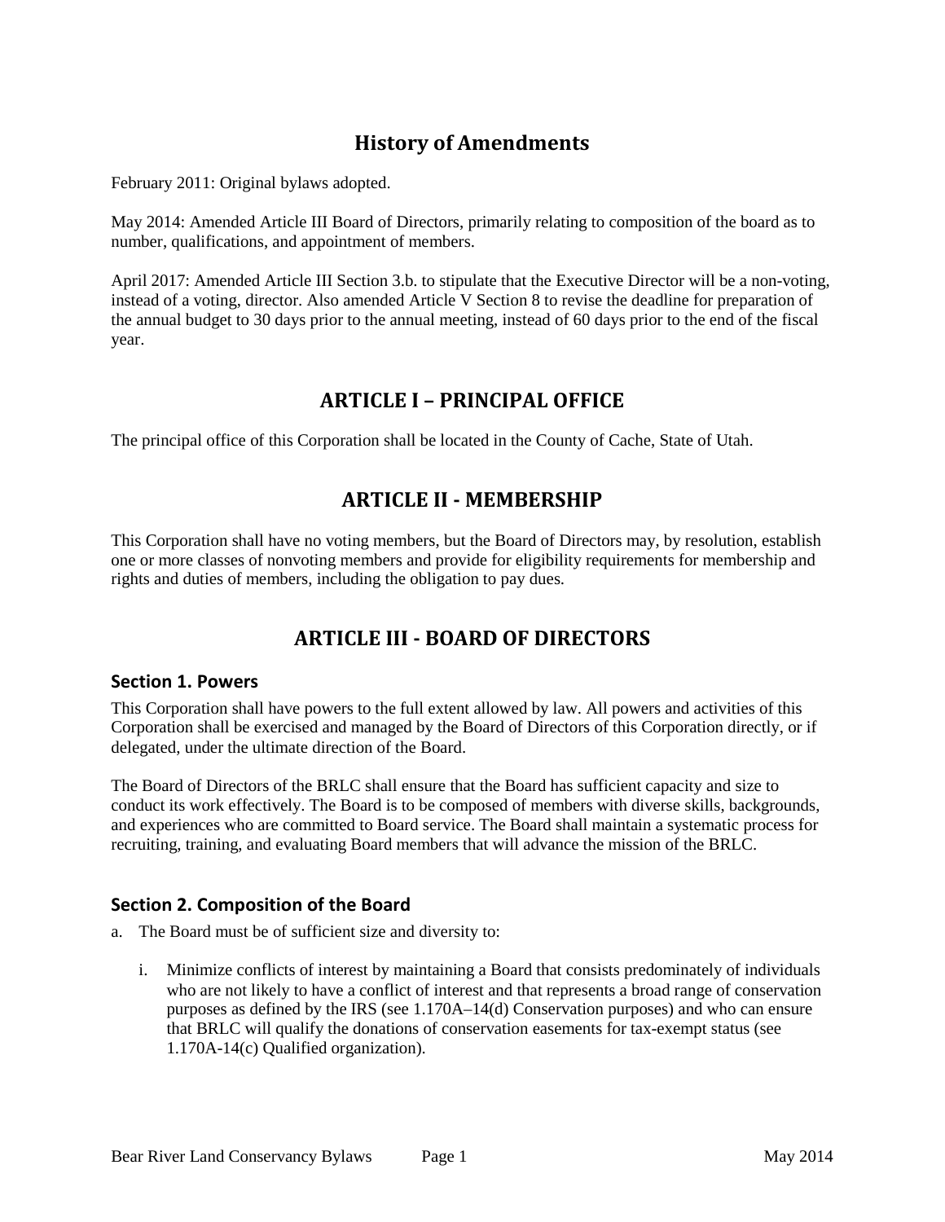## History of Amendments

February 2011: Original bylaws adopted.

May 2014: Amended Article III Board of Directors, primarily relating to composition of the board as to number, qualifications, and appointment of members.

April 2017: Amended Article III Section 3.b. to stipulate that the Executive Director will be a non-voting, instead of a voting, director. Also amended Article V Section 8 to revise the deadline for preparation of the annual budget to 30 days prior to the annual meeting, instead of 60 days prior to the end of the fiscal year.

## ARTICLE I – PRINCIPAL OFFICE

The principal office of this Corporation shall be located in the County of Cache, State of Utah.

## ARTICLE II - MEMBERSHIP

This Corporation shall have no voting members, but the Board of Directors may, by resolution, establish one or more classes of nonvoting members and provide for eligibility requirements for membership and rights and duties of members, including the obligation to pay dues.

## ARTICLE III - BOARD OF DIRECTORS

### Section 1. Powers

This Corporation shall have powers to the full extent allowed by law. All powers and activities of this Corporation shall be exercised and managed by the Board of Directors of this Corporation directly, or if delegated, under the ultimate direction of the Board.

The Board of Directors of the BRLC shall ensure that the Board has sufficient capacity and size to conduct its work effectively. The Board is to be composed of members with diverse skills, backgrounds, and experiences who are committed to Board service. The Board shall maintain a systematic process for recruiting, training, and evaluating Board members that will advance the mission of the BRLC.

### Section 2. Composition of the Board

a. The Board must be of sufficient size and diversity to:

   i. Minimize conflicts of interest by maintaining a Board that consists predominately of individuals who are not likely to have a conflict of interest and that represents a broad range of conservation purposes as defined by the IRS (see 1.170A–14(d) Conservation purposes) and who can ensure that BRLC will qualify the donations of conservation easements for tax-exempt status (see 1.170A-14(c) Qualified organization).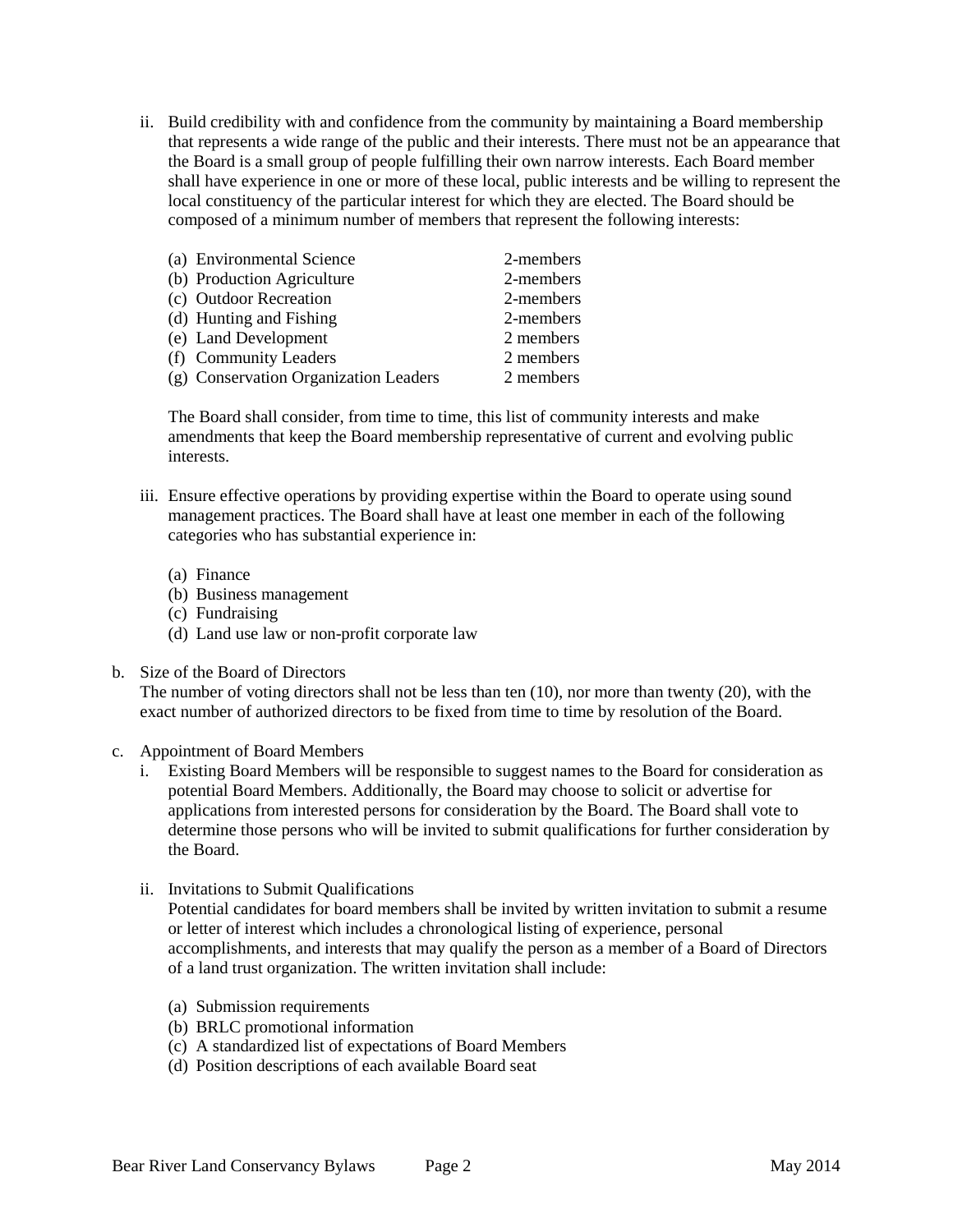ii. Build credibility with and confidence from the community by maintaining a Board membership that represents a wide range of the public and their interests. There must not be an appearance that the Board is a small group of people fulfilling their own narrow interests. Each Board member shall have experience in one or more of these local, public interests and be willing to represent the local constituency of the particular interest for which they are elected. The Board should be composed of a minimum number of members that represent the following interests:

| | |
|---|---|
| (a) Environmental Science | 2-members |
| (b) Production Agriculture | 2-members |
| (c) Outdoor Recreation | 2-members |
| (d) Hunting and Fishing | 2-members |
| (e) Land Development | 2 members |
| (f) Community Leaders | 2 members |
| (g) Conservation Organization Leaders | 2 members |

The Board shall consider, from time to time, this list of community interests and make amendments that keep the Board membership representative of current and evolving public interests.

iii. Ensure effective operations by providing expertise within the Board to operate using sound management practices. The Board shall have at least one member in each of the following categories who has substantial experience in:

(a) Finance
(b) Business management
(c) Fundraising
(d) Land use law or non-profit corporate law

b. Size of the Board of Directors
The number of voting directors shall not be less than ten (10), nor more than twenty (20), with the exact number of authorized directors to be fixed from time to time by resolution of the Board.

c. Appointment of Board Members

i. Existing Board Members will be responsible to suggest names to the Board for consideration as potential Board Members. Additionally, the Board may choose to solicit or advertise for applications from interested persons for consideration by the Board. The Board shall vote to determine those persons who will be invited to submit qualifications for further consideration by the Board.

ii. Invitations to Submit Qualifications
Potential candidates for board members shall be invited by written invitation to submit a resume or letter of interest which includes a chronological listing of experience, personal accomplishments, and interests that may qualify the person as a member of a Board of Directors of a land trust organization. The written invitation shall include:

(a) Submission requirements
(b) BRLC promotional information
(c) A standardized list of expectations of Board Members
(d) Position descriptions of each available Board seat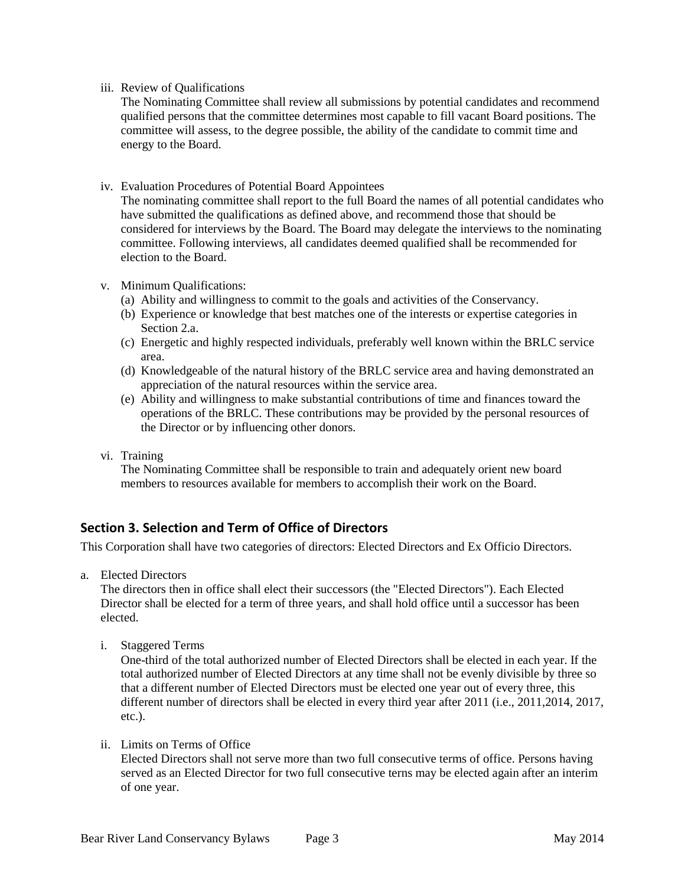iii. Review of Qualifications

The Nominating Committee shall review all submissions by potential candidates and recommend qualified persons that the committee determines most capable to fill vacant Board positions. The committee will assess, to the degree possible, the ability of the candidate to commit time and energy to the Board.

iv. Evaluation Procedures of Potential Board Appointees

The nominating committee shall report to the full Board the names of all potential candidates who have submitted the qualifications as defined above, and recommend those that should be considered for interviews by the Board. The Board may delegate the interviews to the nominating committee. Following interviews, all candidates deemed qualified shall be recommended for election to the Board.

v. Minimum Qualifications:

(a) Ability and willingness to commit to the goals and activities of the Conservancy.
(b) Experience or knowledge that best matches one of the interests or expertise categories in Section 2.a.
(c) Energetic and highly respected individuals, preferably well known within the BRLC service area.
(d) Knowledgeable of the natural history of the BRLC service area and having demonstrated an appreciation of the natural resources within the service area.
(e) Ability and willingness to make substantial contributions of time and finances toward the operations of the BRLC. These contributions may be provided by the personal resources of the Director or by influencing other donors.

vi. Training

The Nominating Committee shall be responsible to train and adequately orient new board members to resources available for members to accomplish their work on the Board.

## Section 3. Selection and Term of Office of Directors

This Corporation shall have two categories of directors: Elected Directors and Ex Officio Directors.

a. Elected Directors

The directors then in office shall elect their successors (the "Elected Directors"). Each Elected Director shall be elected for a term of three years, and shall hold office until a successor has been elected.

i. Staggered Terms

One-third of the total authorized number of Elected Directors shall be elected in each year. If the total authorized number of Elected Directors at any time shall not be evenly divisible by three so that a different number of Elected Directors must be elected one year out of every three, this different number of directors shall be elected in every third year after 2011 (i.e., 2011,2014, 2017, etc.).

ii. Limits on Terms of Office

Elected Directors shall not serve more than two full consecutive terms of office. Persons having served as an Elected Director for two full consecutive terns may be elected again after an interim of one year.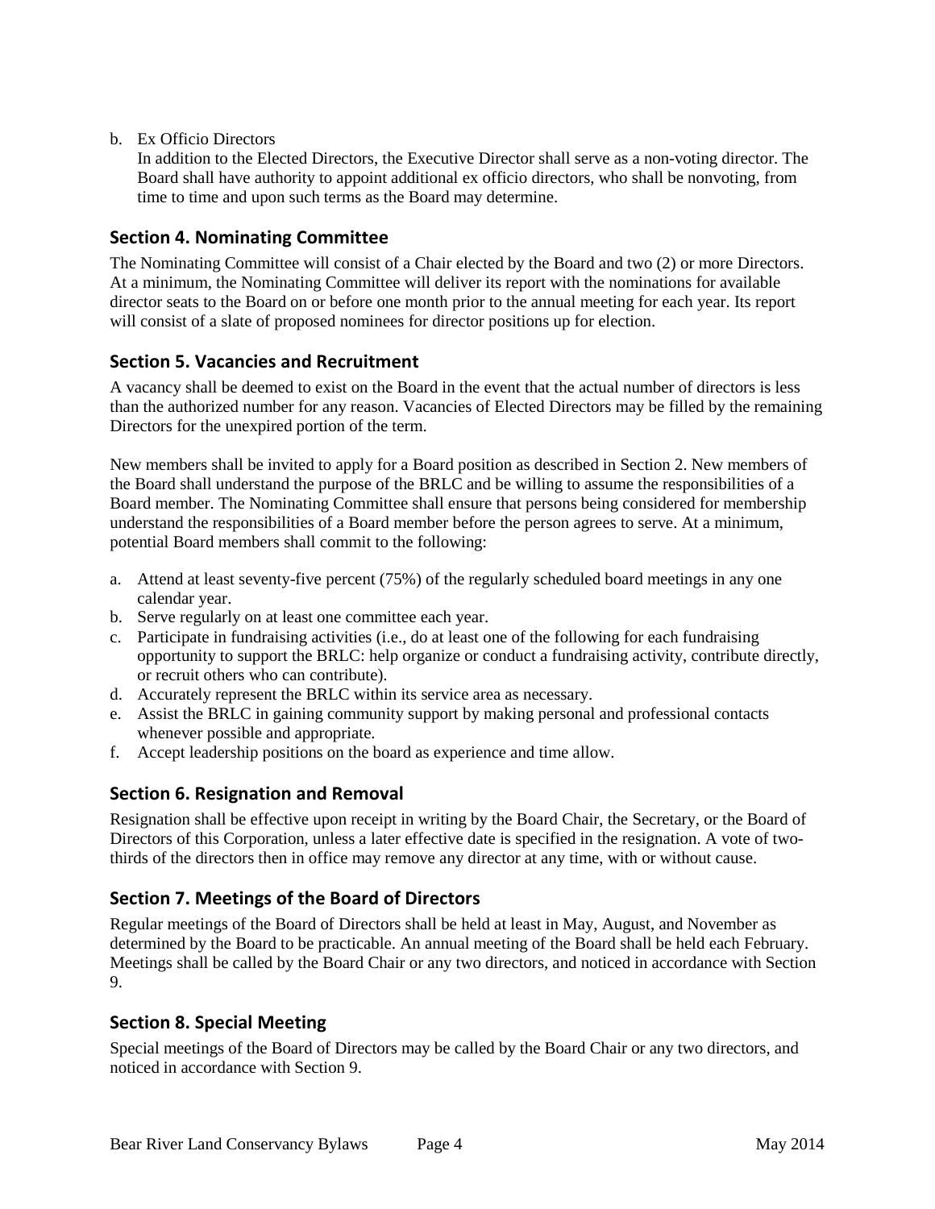b. Ex Officio Directors

   In addition to the Elected Directors, the Executive Director shall serve as a non-voting director. The Board shall have authority to appoint additional ex officio directors, who shall be nonvoting, from time to time and upon such terms as the Board may determine.

## Section 4. Nominating Committee

The Nominating Committee will consist of a Chair elected by the Board and two (2) or more Directors. At a minimum, the Nominating Committee will deliver its report with the nominations for available director seats to the Board on or before one month prior to the annual meeting for each year. Its report will consist of a slate of proposed nominees for director positions up for election.

## Section 5. Vacancies and Recruitment

A vacancy shall be deemed to exist on the Board in the event that the actual number of directors is less than the authorized number for any reason. Vacancies of Elected Directors may be filled by the remaining Directors for the unexpired portion of the term.

New members shall be invited to apply for a Board position as described in Section 2. New members of the Board shall understand the purpose of the BRLC and be willing to assume the responsibilities of a Board member. The Nominating Committee shall ensure that persons being considered for membership understand the responsibilities of a Board member before the person agrees to serve. At a minimum, potential Board members shall commit to the following:

a. Attend at least seventy-five percent (75%) of the regularly scheduled board meetings in any one calendar year.
b. Serve regularly on at least one committee each year.
c. Participate in fundraising activities (i.e., do at least one of the following for each fundraising opportunity to support the BRLC: help organize or conduct a fundraising activity, contribute directly, or recruit others who can contribute).
d. Accurately represent the BRLC within its service area as necessary.
e. Assist the BRLC in gaining community support by making personal and professional contacts whenever possible and appropriate.
f. Accept leadership positions on the board as experience and time allow.

## Section 6. Resignation and Removal

Resignation shall be effective upon receipt in writing by the Board Chair, the Secretary, or the Board of Directors of this Corporation, unless a later effective date is specified in the resignation. A vote of two-thirds of the directors then in office may remove any director at any time, with or without cause.

## Section 7. Meetings of the Board of Directors

Regular meetings of the Board of Directors shall be held at least in May, August, and November as determined by the Board to be practicable. An annual meeting of the Board shall be held each February. Meetings shall be called by the Board Chair or any two directors, and noticed in accordance with Section 9.

## Section 8. Special Meeting

Special meetings of the Board of Directors may be called by the Board Chair or any two directors, and noticed in accordance with Section 9.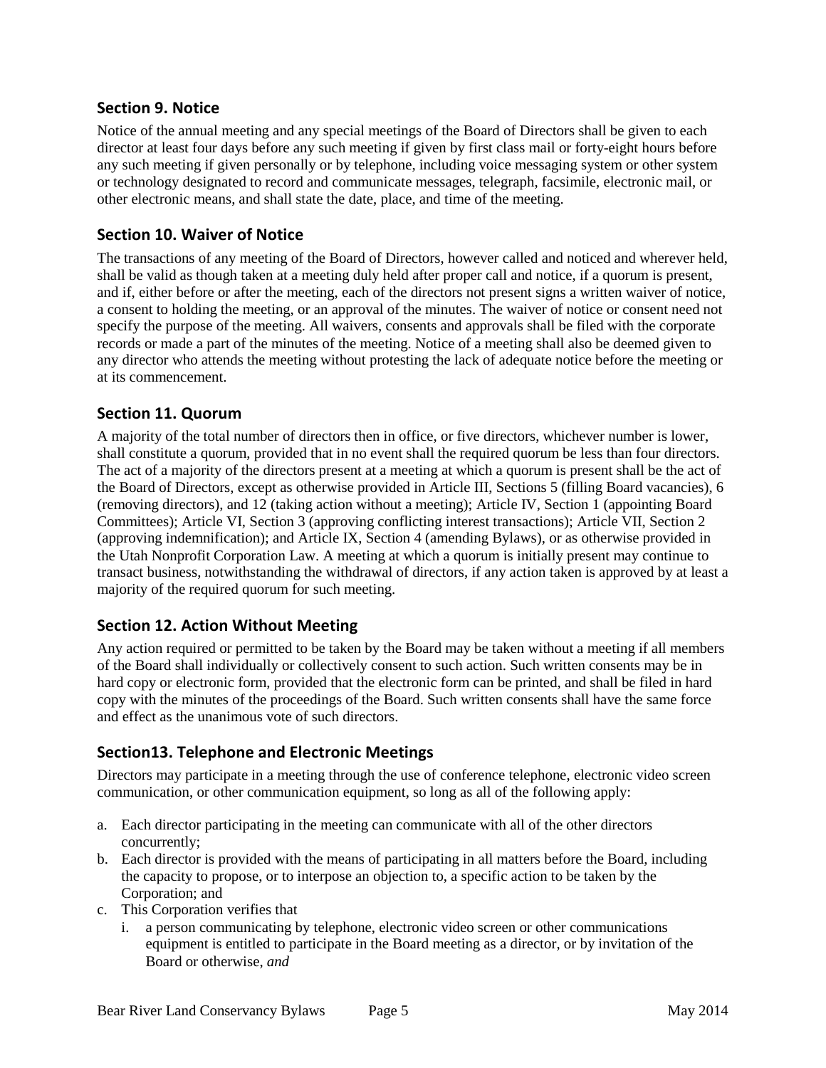## Section 9. Notice

Notice of the annual meeting and any special meetings of the Board of Directors shall be given to each director at least four days before any such meeting if given by first class mail or forty-eight hours before any such meeting if given personally or by telephone, including voice messaging system or other system or technology designated to record and communicate messages, telegraph, facsimile, electronic mail, or other electronic means, and shall state the date, place, and time of the meeting.

## Section 10. Waiver of Notice

The transactions of any meeting of the Board of Directors, however called and noticed and wherever held, shall be valid as though taken at a meeting duly held after proper call and notice, if a quorum is present, and if, either before or after the meeting, each of the directors not present signs a written waiver of notice, a consent to holding the meeting, or an approval of the minutes. The waiver of notice or consent need not specify the purpose of the meeting. All waivers, consents and approvals shall be filed with the corporate records or made a part of the minutes of the meeting. Notice of a meeting shall also be deemed given to any director who attends the meeting without protesting the lack of adequate notice before the meeting or at its commencement.

## Section 11. Quorum

A majority of the total number of directors then in office, or five directors, whichever number is lower, shall constitute a quorum, provided that in no event shall the required quorum be less than four directors. The act of a majority of the directors present at a meeting at which a quorum is present shall be the act of the Board of Directors, except as otherwise provided in Article III, Sections 5 (filling Board vacancies), 6 (removing directors), and 12 (taking action without a meeting); Article IV, Section 1 (appointing Board Committees); Article VI, Section 3 (approving conflicting interest transactions); Article VII, Section 2 (approving indemnification); and Article IX, Section 4 (amending Bylaws), or as otherwise provided in the Utah Nonprofit Corporation Law. A meeting at which a quorum is initially present may continue to transact business, notwithstanding the withdrawal of directors, if any action taken is approved by at least a majority of the required quorum for such meeting.

## Section 12. Action Without Meeting

Any action required or permitted to be taken by the Board may be taken without a meeting if all members of the Board shall individually or collectively consent to such action. Such written consents may be in hard copy or electronic form, provided that the electronic form can be printed, and shall be filed in hard copy with the minutes of the proceedings of the Board. Such written consents shall have the same force and effect as the unanimous vote of such directors.

## Section13. Telephone and Electronic Meetings

Directors may participate in a meeting through the use of conference telephone, electronic video screen communication, or other communication equipment, so long as all of the following apply:

a. Each director participating in the meeting can communicate with all of the other directors concurrently;
b. Each director is provided with the means of participating in all matters before the Board, including the capacity to propose, or to interpose an objection to, a specific action to be taken by the Corporation; and
c. This Corporation verifies that
   i. a person communicating by telephone, electronic video screen or other communications equipment is entitled to participate in the Board meeting as a director, or by invitation of the Board or otherwise, *and*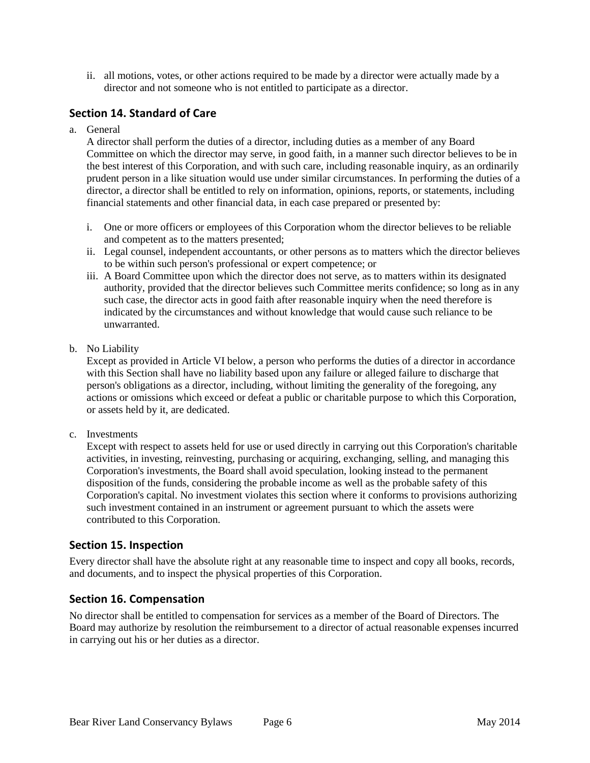ii. all motions, votes, or other actions required to be made by a director were actually made by a director and not someone who is not entitled to participate as a director.

## Section 14. Standard of Care

a. General

A director shall perform the duties of a director, including duties as a member of any Board Committee on which the director may serve, in good faith, in a manner such director believes to be in the best interest of this Corporation, and with such care, including reasonable inquiry, as an ordinarily prudent person in a like situation would use under similar circumstances. In performing the duties of a director, a director shall be entitled to rely on information, opinions, reports, or statements, including financial statements and other financial data, in each case prepared or presented by:

i. One or more officers or employees of this Corporation whom the director believes to be reliable and competent as to the matters presented;
ii. Legal counsel, independent accountants, or other persons as to matters which the director believes to be within such person's professional or expert competence; or
iii. A Board Committee upon which the director does not serve, as to matters within its designated authority, provided that the director believes such Committee merits confidence; so long as in any such case, the director acts in good faith after reasonable inquiry when the need therefore is indicated by the circumstances and without knowledge that would cause such reliance to be unwarranted.

b. No Liability

Except as provided in Article VI below, a person who performs the duties of a director in accordance with this Section shall have no liability based upon any failure or alleged failure to discharge that person's obligations as a director, including, without limiting the generality of the foregoing, any actions or omissions which exceed or defeat a public or charitable purpose to which this Corporation, or assets held by it, are dedicated.

c. Investments

Except with respect to assets held for use or used directly in carrying out this Corporation's charitable activities, in investing, reinvesting, purchasing or acquiring, exchanging, selling, and managing this Corporation's investments, the Board shall avoid speculation, looking instead to the permanent disposition of the funds, considering the probable income as well as the probable safety of this Corporation's capital. No investment violates this section where it conforms to provisions authorizing such investment contained in an instrument or agreement pursuant to which the assets were contributed to this Corporation.

## Section 15. Inspection

Every director shall have the absolute right at any reasonable time to inspect and copy all books, records, and documents, and to inspect the physical properties of this Corporation.

## Section 16. Compensation

No director shall be entitled to compensation for services as a member of the Board of Directors. The Board may authorize by resolution the reimbursement to a director of actual reasonable expenses incurred in carrying out his or her duties as a director.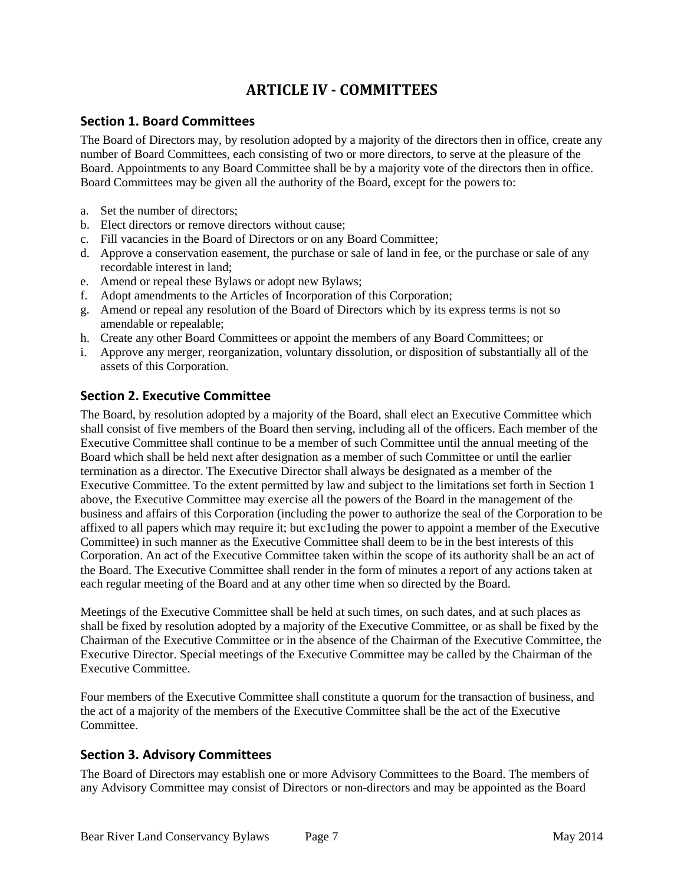# ARTICLE IV - COMMITTEES

## Section 1. Board Committees

The Board of Directors may, by resolution adopted by a majority of the directors then in office, create any number of Board Committees, each consisting of two or more directors, to serve at the pleasure of the Board. Appointments to any Board Committee shall be by a majority vote of the directors then in office. Board Committees may be given all the authority of the Board, except for the powers to:

a. Set the number of directors;
b. Elect directors or remove directors without cause;
c. Fill vacancies in the Board of Directors or on any Board Committee;
d. Approve a conservation easement, the purchase or sale of land in fee, or the purchase or sale of any recordable interest in land;
e. Amend or repeal these Bylaws or adopt new Bylaws;
f. Adopt amendments to the Articles of Incorporation of this Corporation;
g. Amend or repeal any resolution of the Board of Directors which by its express terms is not so amendable or repealable;
h. Create any other Board Committees or appoint the members of any Board Committees; or
i. Approve any merger, reorganization, voluntary dissolution, or disposition of substantially all of the assets of this Corporation.

## Section 2. Executive Committee

The Board, by resolution adopted by a majority of the Board, shall elect an Executive Committee which shall consist of five members of the Board then serving, including all of the officers. Each member of the Executive Committee shall continue to be a member of such Committee until the annual meeting of the Board which shall be held next after designation as a member of such Committee or until the earlier termination as a director. The Executive Director shall always be designated as a member of the Executive Committee. To the extent permitted by law and subject to the limitations set forth in Section 1 above, the Executive Committee may exercise all the powers of the Board in the management of the business and affairs of this Corporation (including the power to authorize the seal of the Corporation to be affixed to all papers which may require it; but exc1uding the power to appoint a member of the Executive Committee) in such manner as the Executive Committee shall deem to be in the best interests of this Corporation. An act of the Executive Committee taken within the scope of its authority shall be an act of the Board. The Executive Committee shall render in the form of minutes a report of any actions taken at each regular meeting of the Board and at any other time when so directed by the Board.

Meetings of the Executive Committee shall be held at such times, on such dates, and at such places as shall be fixed by resolution adopted by a majority of the Executive Committee, or as shall be fixed by the Chairman of the Executive Committee or in the absence of the Chairman of the Executive Committee, the Executive Director. Special meetings of the Executive Committee may be called by the Chairman of the Executive Committee.

Four members of the Executive Committee shall constitute a quorum for the transaction of business, and the act of a majority of the members of the Executive Committee shall be the act of the Executive Committee.

## Section 3. Advisory Committees

The Board of Directors may establish one or more Advisory Committees to the Board. The members of any Advisory Committee may consist of Directors or non-directors and may be appointed as the Board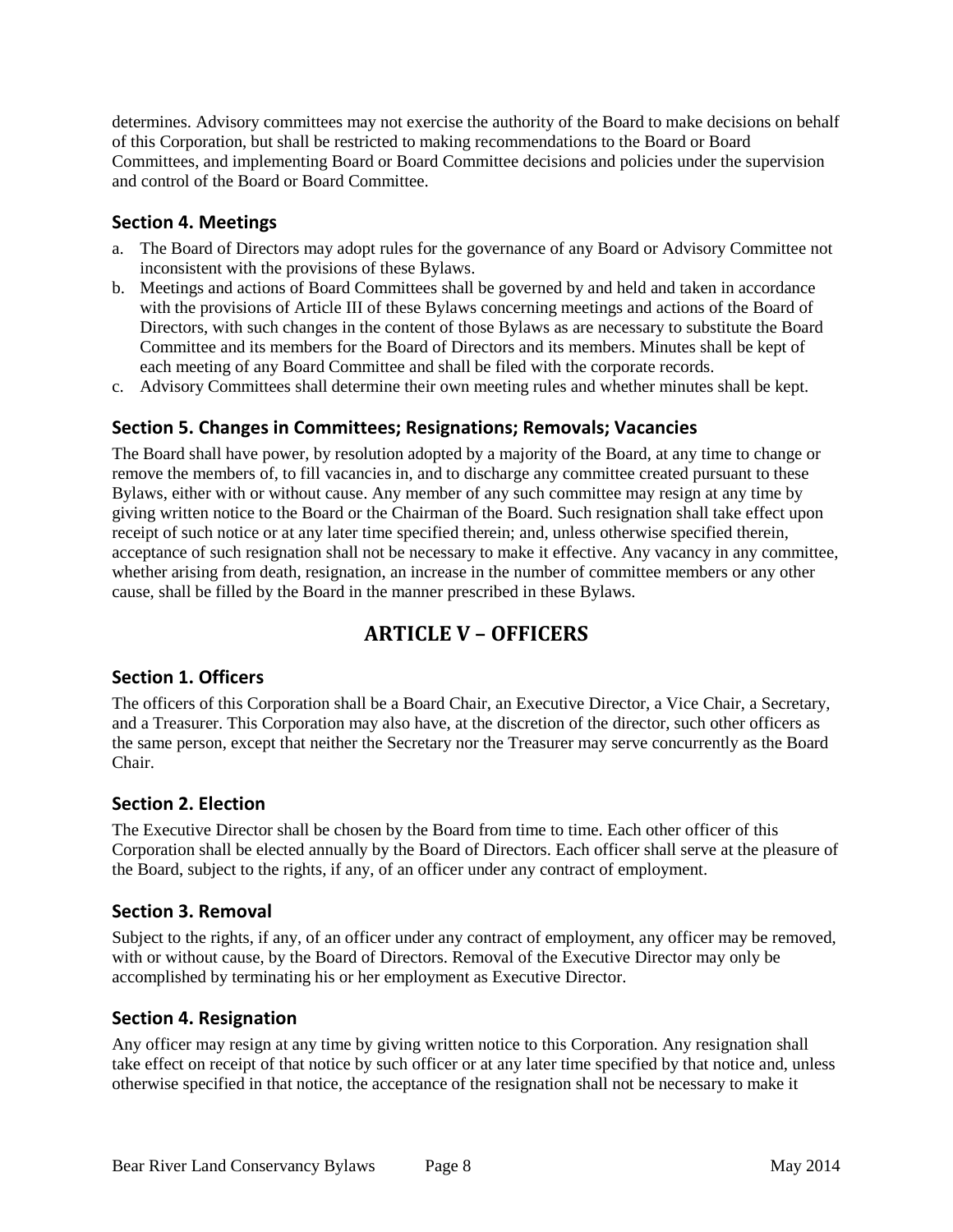determines. Advisory committees may not exercise the authority of the Board to make decisions on behalf of this Corporation, but shall be restricted to making recommendations to the Board or Board Committees, and implementing Board or Board Committee decisions and policies under the supervision and control of the Board or Board Committee.

### Section 4. Meetings

a. The Board of Directors may adopt rules for the governance of any Board or Advisory Committee not inconsistent with the provisions of these Bylaws.
b. Meetings and actions of Board Committees shall be governed by and held and taken in accordance with the provisions of Article III of these Bylaws concerning meetings and actions of the Board of Directors, with such changes in the content of those Bylaws as are necessary to substitute the Board Committee and its members for the Board of Directors and its members. Minutes shall be kept of each meeting of any Board Committee and shall be filed with the corporate records.
c. Advisory Committees shall determine their own meeting rules and whether minutes shall be kept.

### Section 5. Changes in Committees; Resignations; Removals; Vacancies

The Board shall have power, by resolution adopted by a majority of the Board, at any time to change or remove the members of, to fill vacancies in, and to discharge any committee created pursuant to these Bylaws, either with or without cause. Any member of any such committee may resign at any time by giving written notice to the Board or the Chairman of the Board. Such resignation shall take effect upon receipt of such notice or at any later time specified therein; and, unless otherwise specified therein, acceptance of such resignation shall not be necessary to make it effective. Any vacancy in any committee, whether arising from death, resignation, an increase in the number of committee members or any other cause, shall be filled by the Board in the manner prescribed in these Bylaws.

## ARTICLE V – OFFICERS

### Section 1. Officers

The officers of this Corporation shall be a Board Chair, an Executive Director, a Vice Chair, a Secretary, and a Treasurer. This Corporation may also have, at the discretion of the director, such other officers as the same person, except that neither the Secretary nor the Treasurer may serve concurrently as the Board Chair.

### Section 2. Election

The Executive Director shall be chosen by the Board from time to time. Each other officer of this Corporation shall be elected annually by the Board of Directors. Each officer shall serve at the pleasure of the Board, subject to the rights, if any, of an officer under any contract of employment.

### Section 3. Removal

Subject to the rights, if any, of an officer under any contract of employment, any officer may be removed, with or without cause, by the Board of Directors. Removal of the Executive Director may only be accomplished by terminating his or her employment as Executive Director.

### Section 4. Resignation

Any officer may resign at any time by giving written notice to this Corporation. Any resignation shall take effect on receipt of that notice by such officer or at any later time specified by that notice and, unless otherwise specified in that notice, the acceptance of the resignation shall not be necessary to make it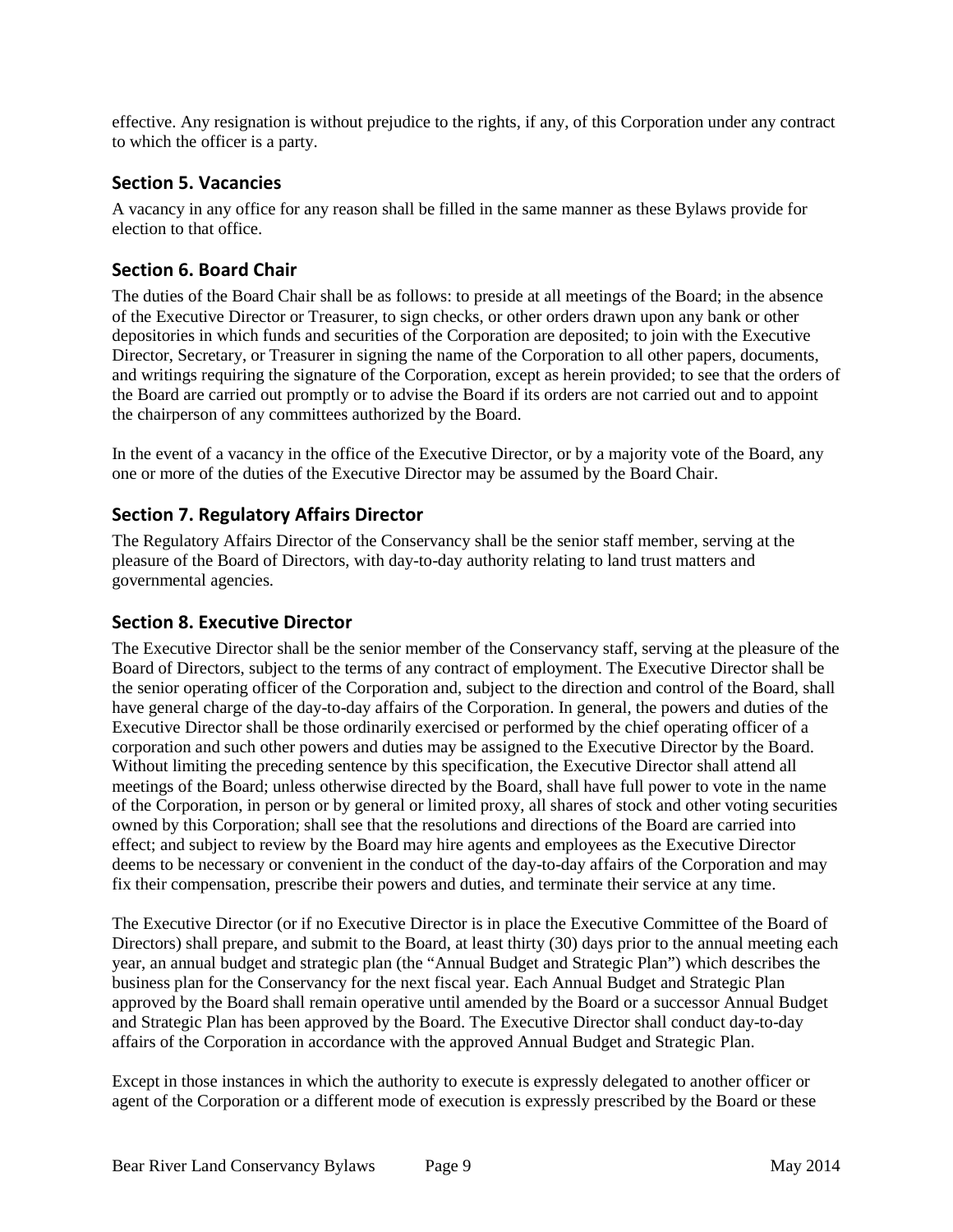effective. Any resignation is without prejudice to the rights, if any, of this Corporation under any contract to which the officer is a party.

## Section 5. Vacancies

A vacancy in any office for any reason shall be filled in the same manner as these Bylaws provide for election to that office.

## Section 6. Board Chair

The duties of the Board Chair shall be as follows: to preside at all meetings of the Board; in the absence of the Executive Director or Treasurer, to sign checks, or other orders drawn upon any bank or other depositories in which funds and securities of the Corporation are deposited; to join with the Executive Director, Secretary, or Treasurer in signing the name of the Corporation to all other papers, documents, and writings requiring the signature of the Corporation, except as herein provided; to see that the orders of the Board are carried out promptly or to advise the Board if its orders are not carried out and to appoint the chairperson of any committees authorized by the Board.

In the event of a vacancy in the office of the Executive Director, or by a majority vote of the Board, any one or more of the duties of the Executive Director may be assumed by the Board Chair.

## Section 7. Regulatory Affairs Director

The Regulatory Affairs Director of the Conservancy shall be the senior staff member, serving at the pleasure of the Board of Directors, with day-to-day authority relating to land trust matters and governmental agencies.

## Section 8. Executive Director

The Executive Director shall be the senior member of the Conservancy staff, serving at the pleasure of the Board of Directors, subject to the terms of any contract of employment. The Executive Director shall be the senior operating officer of the Corporation and, subject to the direction and control of the Board, shall have general charge of the day-to-day affairs of the Corporation. In general, the powers and duties of the Executive Director shall be those ordinarily exercised or performed by the chief operating officer of a corporation and such other powers and duties may be assigned to the Executive Director by the Board. Without limiting the preceding sentence by this specification, the Executive Director shall attend all meetings of the Board; unless otherwise directed by the Board, shall have full power to vote in the name of the Corporation, in person or by general or limited proxy, all shares of stock and other voting securities owned by this Corporation; shall see that the resolutions and directions of the Board are carried into effect; and subject to review by the Board may hire agents and employees as the Executive Director deems to be necessary or convenient in the conduct of the day-to-day affairs of the Corporation and may fix their compensation, prescribe their powers and duties, and terminate their service at any time.

The Executive Director (or if no Executive Director is in place the Executive Committee of the Board of Directors) shall prepare, and submit to the Board, at least thirty (30) days prior to the annual meeting each year, an annual budget and strategic plan (the "Annual Budget and Strategic Plan") which describes the business plan for the Conservancy for the next fiscal year. Each Annual Budget and Strategic Plan approved by the Board shall remain operative until amended by the Board or a successor Annual Budget and Strategic Plan has been approved by the Board. The Executive Director shall conduct day-to-day affairs of the Corporation in accordance with the approved Annual Budget and Strategic Plan.

Except in those instances in which the authority to execute is expressly delegated to another officer or agent of the Corporation or a different mode of execution is expressly prescribed by the Board or these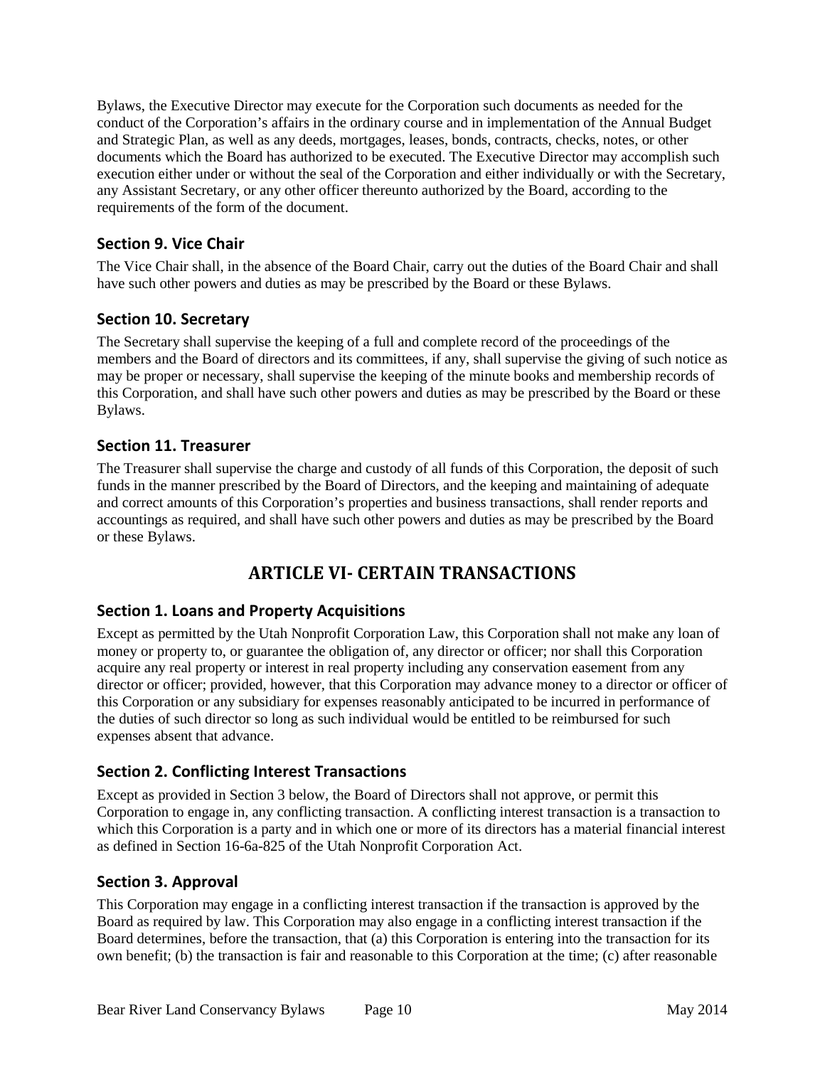Bylaws, the Executive Director may execute for the Corporation such documents as needed for the conduct of the Corporation's affairs in the ordinary course and in implementation of the Annual Budget and Strategic Plan, as well as any deeds, mortgages, leases, bonds, contracts, checks, notes, or other documents which the Board has authorized to be executed. The Executive Director may accomplish such execution either under or without the seal of the Corporation and either individually or with the Secretary, any Assistant Secretary, or any other officer thereunto authorized by the Board, according to the requirements of the form of the document.

### Section 9. Vice Chair

The Vice Chair shall, in the absence of the Board Chair, carry out the duties of the Board Chair and shall have such other powers and duties as may be prescribed by the Board or these Bylaws.

### Section 10. Secretary

The Secretary shall supervise the keeping of a full and complete record of the proceedings of the members and the Board of directors and its committees, if any, shall supervise the giving of such notice as may be proper or necessary, shall supervise the keeping of the minute books and membership records of this Corporation, and shall have such other powers and duties as may be prescribed by the Board or these Bylaws.

### Section 11. Treasurer

The Treasurer shall supervise the charge and custody of all funds of this Corporation, the deposit of such funds in the manner prescribed by the Board of Directors, and the keeping and maintaining of adequate and correct amounts of this Corporation's properties and business transactions, shall render reports and accountings as required, and shall have such other powers and duties as may be prescribed by the Board or these Bylaws.

## ARTICLE VI- CERTAIN TRANSACTIONS

### Section 1. Loans and Property Acquisitions

Except as permitted by the Utah Nonprofit Corporation Law, this Corporation shall not make any loan of money or property to, or guarantee the obligation of, any director or officer; nor shall this Corporation acquire any real property or interest in real property including any conservation easement from any director or officer; provided, however, that this Corporation may advance money to a director or officer of this Corporation or any subsidiary for expenses reasonably anticipated to be incurred in performance of the duties of such director so long as such individual would be entitled to be reimbursed for such expenses absent that advance.

### Section 2. Conflicting Interest Transactions

Except as provided in Section 3 below, the Board of Directors shall not approve, or permit this Corporation to engage in, any conflicting transaction. A conflicting interest transaction is a transaction to which this Corporation is a party and in which one or more of its directors has a material financial interest as defined in Section 16-6a-825 of the Utah Nonprofit Corporation Act.

### Section 3. Approval

This Corporation may engage in a conflicting interest transaction if the transaction is approved by the Board as required by law. This Corporation may also engage in a conflicting interest transaction if the Board determines, before the transaction, that (a) this Corporation is entering into the transaction for its own benefit; (b) the transaction is fair and reasonable to this Corporation at the time; (c) after reasonable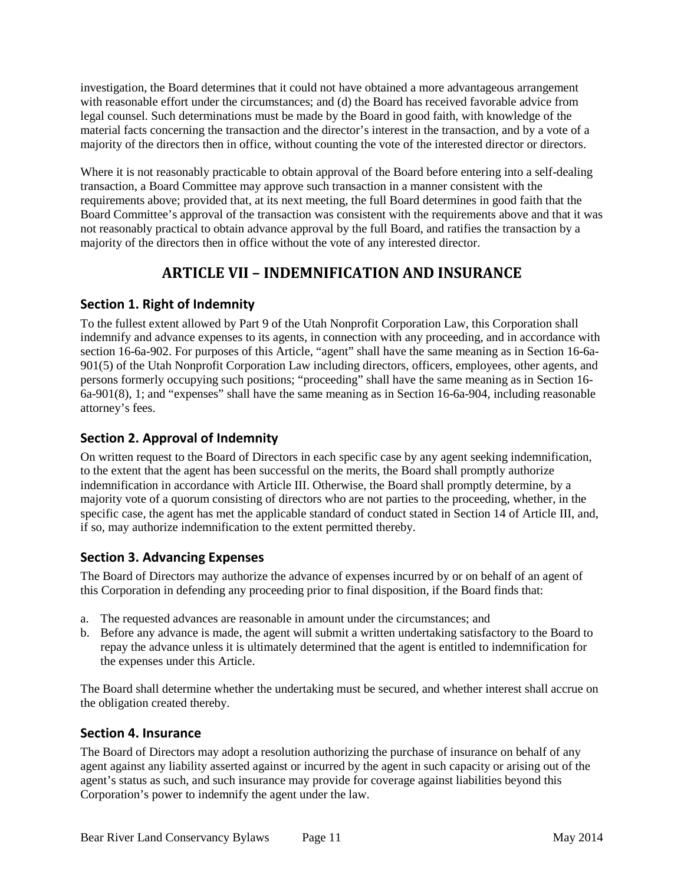investigation, the Board determines that it could not have obtained a more advantageous arrangement with reasonable effort under the circumstances; and (d) the Board has received favorable advice from legal counsel. Such determinations must be made by the Board in good faith, with knowledge of the material facts concerning the transaction and the director's interest in the transaction, and by a vote of a majority of the directors then in office, without counting the vote of the interested director or directors.

Where it is not reasonably practicable to obtain approval of the Board before entering into a self-dealing transaction, a Board Committee may approve such transaction in a manner consistent with the requirements above; provided that, at its next meeting, the full Board determines in good faith that the Board Committee's approval of the transaction was consistent with the requirements above and that it was not reasonably practical to obtain advance approval by the full Board, and ratifies the transaction by a majority of the directors then in office without the vote of any interested director.

# ARTICLE VII – INDEMNIFICATION AND INSURANCE

## Section 1. Right of Indemnity

To the fullest extent allowed by Part 9 of the Utah Nonprofit Corporation Law, this Corporation shall indemnify and advance expenses to its agents, in connection with any proceeding, and in accordance with section 16-6a-902. For purposes of this Article, "agent" shall have the same meaning as in Section 16-6a-901(5) of the Utah Nonprofit Corporation Law including directors, officers, employees, other agents, and persons formerly occupying such positions; "proceeding" shall have the same meaning as in Section 16-6a-901(8), 1; and "expenses" shall have the same meaning as in Section 16-6a-904, including reasonable attorney's fees.

## Section 2. Approval of Indemnity

On written request to the Board of Directors in each specific case by any agent seeking indemnification, to the extent that the agent has been successful on the merits, the Board shall promptly authorize indemnification in accordance with Article III. Otherwise, the Board shall promptly determine, by a majority vote of a quorum consisting of directors who are not parties to the proceeding, whether, in the specific case, the agent has met the applicable standard of conduct stated in Section 14 of Article III, and, if so, may authorize indemnification to the extent permitted thereby.

## Section 3. Advancing Expenses

The Board of Directors may authorize the advance of expenses incurred by or on behalf of an agent of this Corporation in defending any proceeding prior to final disposition, if the Board finds that:

a. The requested advances are reasonable in amount under the circumstances; and
b. Before any advance is made, the agent will submit a written undertaking satisfactory to the Board to repay the advance unless it is ultimately determined that the agent is entitled to indemnification for the expenses under this Article.

The Board shall determine whether the undertaking must be secured, and whether interest shall accrue on the obligation created thereby.

## Section 4. Insurance

The Board of Directors may adopt a resolution authorizing the purchase of insurance on behalf of any agent against any liability asserted against or incurred by the agent in such capacity or arising out of the agent's status as such, and such insurance may provide for coverage against liabilities beyond this Corporation's power to indemnify the agent under the law.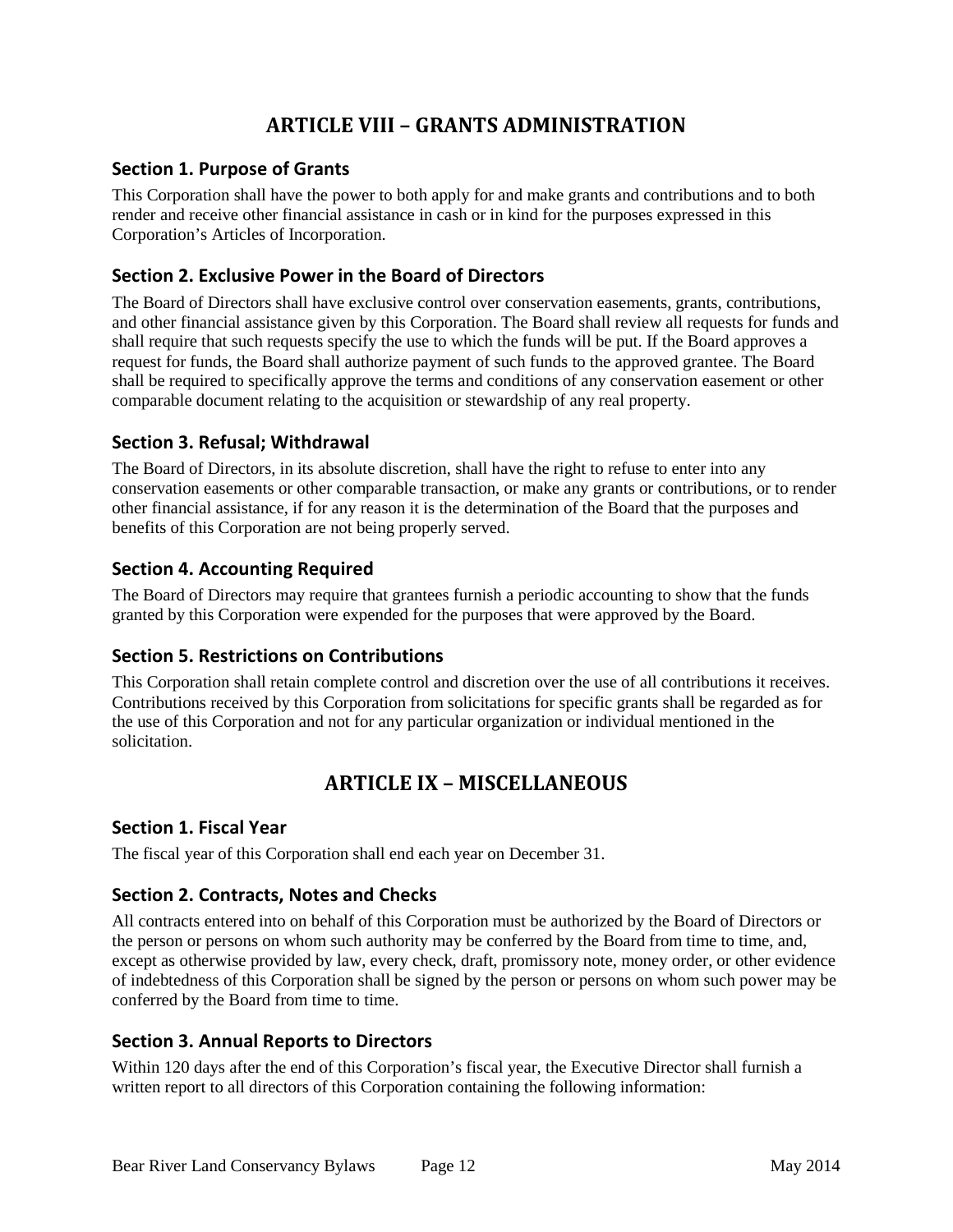## ARTICLE VIII – GRANTS ADMINISTRATION

### Section 1. Purpose of Grants

This Corporation shall have the power to both apply for and make grants and contributions and to both render and receive other financial assistance in cash or in kind for the purposes expressed in this Corporation's Articles of Incorporation.

### Section 2. Exclusive Power in the Board of Directors

The Board of Directors shall have exclusive control over conservation easements, grants, contributions, and other financial assistance given by this Corporation. The Board shall review all requests for funds and shall require that such requests specify the use to which the funds will be put. If the Board approves a request for funds, the Board shall authorize payment of such funds to the approved grantee. The Board shall be required to specifically approve the terms and conditions of any conservation easement or other comparable document relating to the acquisition or stewardship of any real property.

### Section 3. Refusal; Withdrawal

The Board of Directors, in its absolute discretion, shall have the right to refuse to enter into any conservation easements or other comparable transaction, or make any grants or contributions, or to render other financial assistance, if for any reason it is the determination of the Board that the purposes and benefits of this Corporation are not being properly served.

### Section 4. Accounting Required

The Board of Directors may require that grantees furnish a periodic accounting to show that the funds granted by this Corporation were expended for the purposes that were approved by the Board.

### Section 5. Restrictions on Contributions

This Corporation shall retain complete control and discretion over the use of all contributions it receives. Contributions received by this Corporation from solicitations for specific grants shall be regarded as for the use of this Corporation and not for any particular organization or individual mentioned in the solicitation.

## ARTICLE IX – MISCELLANEOUS

### Section 1. Fiscal Year

The fiscal year of this Corporation shall end each year on December 31.

### Section 2. Contracts, Notes and Checks

All contracts entered into on behalf of this Corporation must be authorized by the Board of Directors or the person or persons on whom such authority may be conferred by the Board from time to time, and, except as otherwise provided by law, every check, draft, promissory note, money order, or other evidence of indebtedness of this Corporation shall be signed by the person or persons on whom such power may be conferred by the Board from time to time.

### Section 3. Annual Reports to Directors

Within 120 days after the end of this Corporation's fiscal year, the Executive Director shall furnish a written report to all directors of this Corporation containing the following information: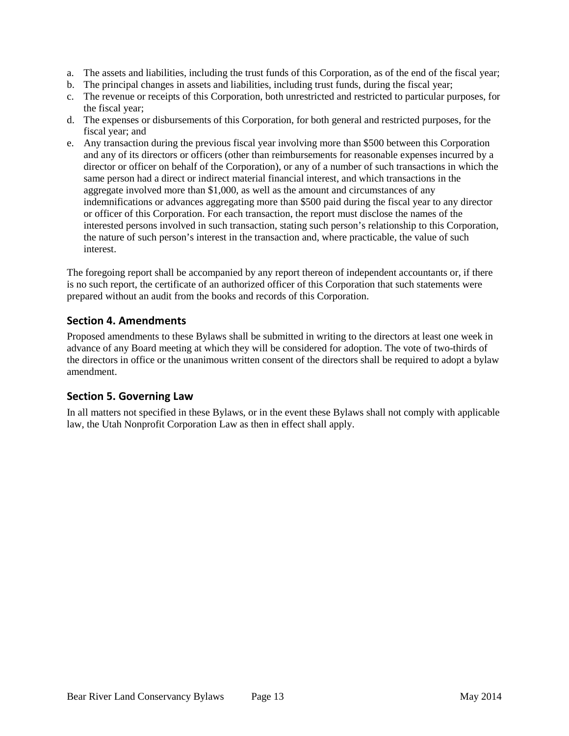a. The assets and liabilities, including the trust funds of this Corporation, as of the end of the fiscal year;
b. The principal changes in assets and liabilities, including trust funds, during the fiscal year;
c. The revenue or receipts of this Corporation, both unrestricted and restricted to particular purposes, for the fiscal year;
d. The expenses or disbursements of this Corporation, for both general and restricted purposes, for the fiscal year; and
e. Any transaction during the previous fiscal year involving more than $500 between this Corporation and any of its directors or officers (other than reimbursements for reasonable expenses incurred by a director or officer on behalf of the Corporation), or any of a number of such transactions in which the same person had a direct or indirect material financial interest, and which transactions in the aggregate involved more than $1,000, as well as the amount and circumstances of any indemnifications or advances aggregating more than $500 paid during the fiscal year to any director or officer of this Corporation. For each transaction, the report must disclose the names of the interested persons involved in such transaction, stating such person's relationship to this Corporation, the nature of such person's interest in the transaction and, where practicable, the value of such interest.

The foregoing report shall be accompanied by any report thereon of independent accountants or, if there is no such report, the certificate of an authorized officer of this Corporation that such statements were prepared without an audit from the books and records of this Corporation.

## Section 4. Amendments

Proposed amendments to these Bylaws shall be submitted in writing to the directors at least one week in advance of any Board meeting at which they will be considered for adoption. The vote of two-thirds of the directors in office or the unanimous written consent of the directors shall be required to adopt a bylaw amendment.

## Section 5. Governing Law

In all matters not specified in these Bylaws, or in the event these Bylaws shall not comply with applicable law, the Utah Nonprofit Corporation Law as then in effect shall apply.